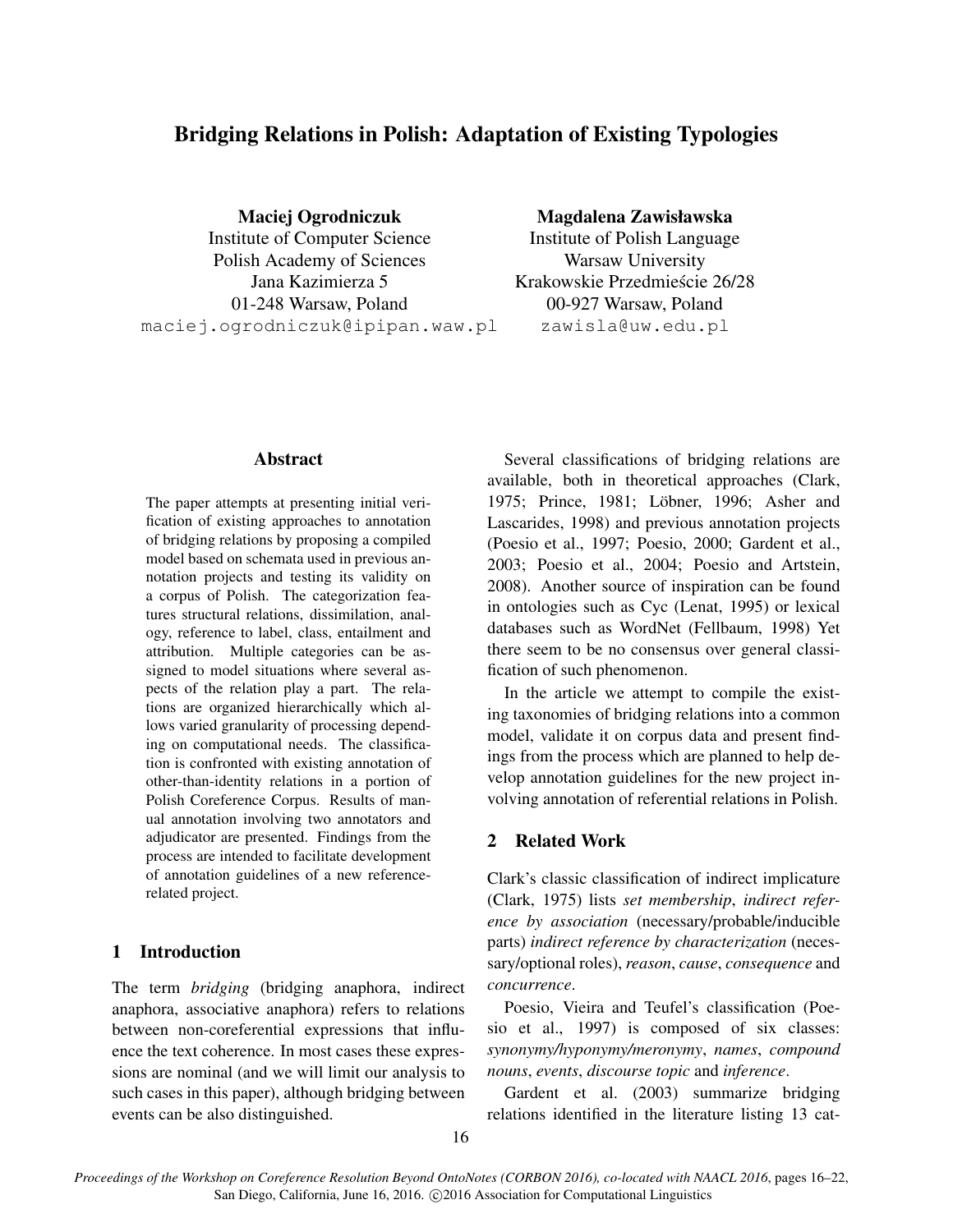# Bridging Relations in Polish: Adaptation of Existing Typologies

**Maciej Ogrodniczuk**
Institute of Computer Science
Polish Academy of Sciences
Jana Kazimierza 5
01-248 Warsaw, Poland
maciej.ogrodniczuk@ipipan.waw.pl

**Magdalena Zawisławska**
Institute of Polish Language
Warsaw University
Krakowskie Przedmieście 26/28
00-927 Warsaw, Poland
zawisla@uw.edu.pl

## Abstract

The paper attempts at presenting initial verification of existing approaches to annotation of bridging relations by proposing a compiled model based on schemata used in previous annotation projects and testing its validity on a corpus of Polish. The categorization features structural relations, dissimilation, analogy, reference to label, class, entailment and attribution. Multiple categories can be assigned to model situations where several aspects of the relation play a part. The relations are organized hierarchically which allows varied granularity of processing depending on computational needs. The classification is confronted with existing annotation of other-than-identity relations in a portion of Polish Coreference Corpus. Results of manual annotation involving two annotators and adjudicator are presented. Findings from the process are intended to facilitate development of annotation guidelines of a new reference-related project.

## 1 Introduction

The term *bridging* (bridging anaphora, indirect anaphora, associative anaphora) refers to relations between non-coreferential expressions that influence the text coherence. In most cases these expressions are nominal (and we will limit our analysis to such cases in this paper), although bridging between events can be also distinguished.

Several classifications of bridging relations are available, both in theoretical approaches (Clark, 1975; Prince, 1981; Löbner, 1996; Asher and Lascarides, 1998) and previous annotation projects (Poesio et al., 1997; Poesio, 2000; Gardent et al., 2003; Poesio et al., 2004; Poesio and Artstein, 2008). Another source of inspiration can be found in ontologies such as Cyc (Lenat, 1995) or lexical databases such as WordNet (Fellbaum, 1998) Yet there seem to be no consensus over general classification of such phenomenon.

In the article we attempt to compile the existing taxonomies of bridging relations into a common model, validate it on corpus data and present findings from the process which are planned to help develop annotation guidelines for the new project involving annotation of referential relations in Polish.

## 2 Related Work

Clark's classic classification of indirect implicature (Clark, 1975) lists *set membership*, *indirect reference by association* (necessary/probable/inducible parts) *indirect reference by characterization* (necessary/optional roles), *reason*, *cause*, *consequence* and *concurrence*.

Poesio, Vieira and Teufel's classification (Poesio et al., 1997) is composed of six classes: *synonymy/hyponymy/meronymy*, *names*, *compound nouns*, *events*, *discourse topic* and *inference*.

Gardent et al. (2003) summarize bridging relations identified in the literature listing 13 cat-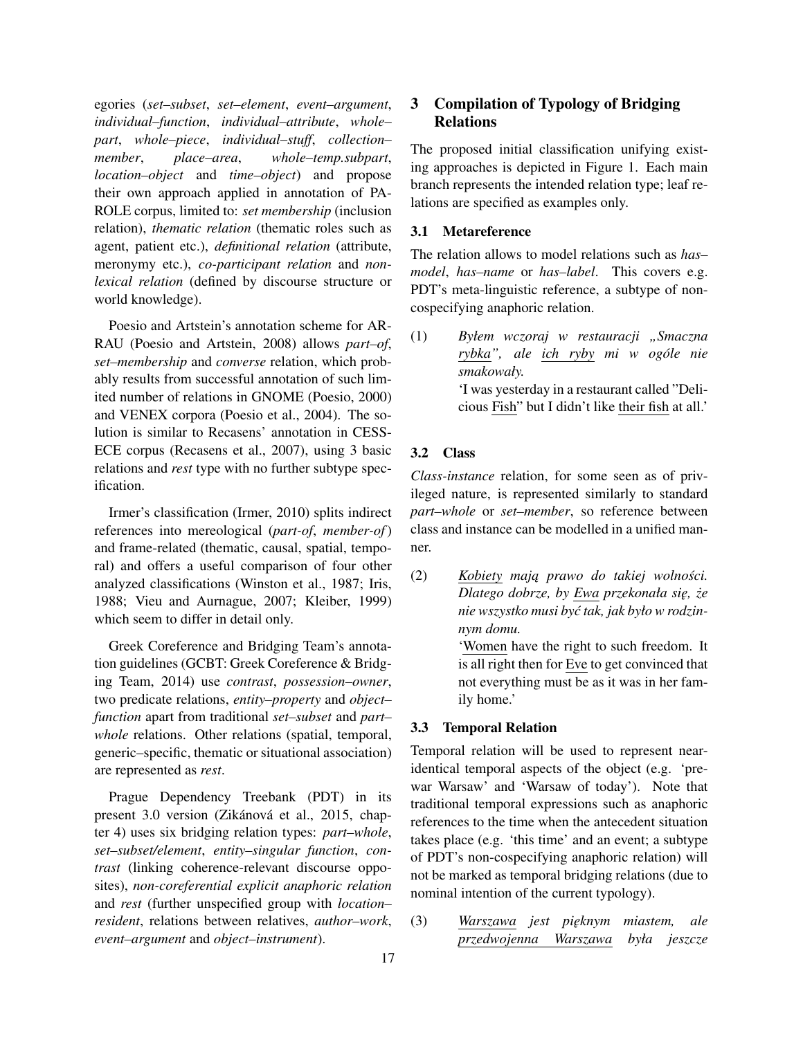egories (*set–subset*, *set–element*, *event–argument*, *individual–function*, *individual–attribute*, *whole–part*, *whole–piece*, *individual–stuff*, *collection–member*, *place–area*, *whole–temp.subpart*, *location–object* and *time–object*) and propose their own approach applied in annotation of PAROLE corpus, limited to: *set membership* (inclusion relation), *thematic relation* (thematic roles such as agent, patient etc.), *definitional relation* (attribute, meronymy etc.), *co-participant relation* and *non-lexical relation* (defined by discourse structure or world knowledge).

Poesio and Artstein's annotation scheme for ARRAU (Poesio and Artstein, 2008) allows *part–of*, *set–membership* and *converse* relation, which probably results from successful annotation of such limited number of relations in GNOME (Poesio, 2000) and VENEX corpora (Poesio et al., 2004). The solution is similar to Recasens' annotation in CESS-ECE corpus (Recasens et al., 2007), using 3 basic relations and *rest* type with no further subtype specification.

Irmer's classification (Irmer, 2010) splits indirect references into mereological (*part-of*, *member-of*) and frame-related (thematic, causal, spatial, temporal) and offers a useful comparison of four other analyzed classifications (Winston et al., 1987; Iris, 1988; Vieu and Aurnague, 2007; Kleiber, 1999) which seem to differ in detail only.

Greek Coreference and Bridging Team's annotation guidelines (GCBT: Greek Coreference & Bridging Team, 2014) use *contrast*, *possession–owner*, two predicate relations, *entity–property* and *object–function* apart from traditional *set–subset* and *part–whole* relations. Other relations (spatial, temporal, generic–specific, thematic or situational association) are represented as *rest*.

Prague Dependency Treebank (PDT) in its present 3.0 version (Zikánová et al., 2015, chapter 4) uses six bridging relation types: *part–whole*, *set–subset/element*, *entity–singular function*, *contrast* (linking coherence-relevant discourse opposites), *non-coreferential explicit anaphoric relation* and *rest* (further unspecified group with *location–resident*, relations between relatives, *author–work*, *event–argument* and *object–instrument*).

## 3 Compilation of Typology of Bridging Relations

The proposed initial classification unifying existing approaches is depicted in Figure 1. Each main branch represents the intended relation type; leaf relations are specified as examples only.

### 3.1 Metareference

The relation allows to model relations such as *has–model*, *has–name* or *has–label*. This covers e.g. PDT's meta-linguistic reference, a subtype of non-cospecifying anaphoric relation.

(1) *Byłem wczoraj w restauracji „Smaczna rybka", ale ich ryby mi w ogóle nie smakowały.*
'I was yesterday in a restaurant called "Delicious Fish" but I didn't like their fish at all.'

### 3.2 Class

*Class-instance* relation, for some seen as of privileged nature, is represented similarly to standard *part–whole* or *set–member*, so reference between class and instance can be modelled in a unified manner.

(2) *Kobiety mają prawo do takiej wolności. Dlatego dobrze, by Ewa przekonała się, że nie wszystko musi być tak, jak było w rodzinnym domu.*
'Women have the right to such freedom. It is all right then for Eve to get convinced that not everything must be as it was in her family home.'

### 3.3 Temporal Relation

Temporal relation will be used to represent near-identical temporal aspects of the object (e.g. 'pre-war Warsaw' and 'Warsaw of today'). Note that traditional temporal expressions such as anaphoric references to the time when the antecedent situation takes place (e.g. 'this time' and an event; a subtype of PDT's non-cospecifying anaphoric relation) will not be marked as temporal bridging relations (due to nominal intention of the current typology).

(3) *Warszawa jest pięknym miastem, ale przedwojenna Warszawa była jeszcze*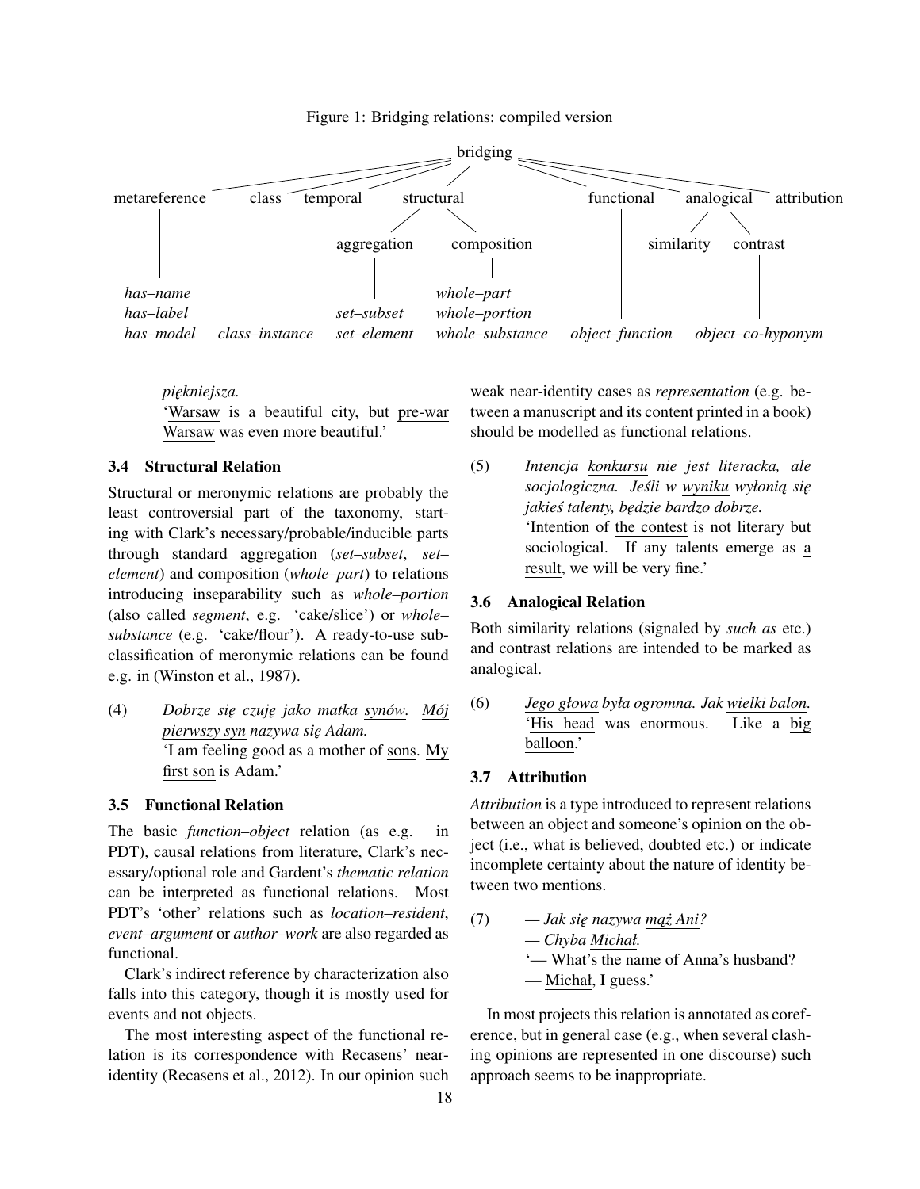Figure 1: Bridging relations: compiled version

- bridging
  - metareference
    - *has–name*
    - *has–label*
    - *has–model*
  - class
    - *class–instance*
  - temporal
  - structural
    - aggregation
      - *set–subset*
      - *set–element*
    - composition
      - *whole–part*
      - *whole–portion*
      - *whole–substance*
  - functional
    - *object–function*
  - analogical
    - similarity
    - contrast
      - *object–co-hyponym*
  - attribution

*piękniejsza.*
'Warsaw is a beautiful city, but pre-war Warsaw was even more beautiful.'

### 3.4 Structural Relation

Structural or meronymic relations are probably the least controversial part of the taxonomy, starting with Clark's necessary/probable/inducible parts through standard aggregation (*set–subset*, *set–element*) and composition (*whole–part*) to relations introducing inseparability such as *whole–portion* (also called *segment*, e.g. 'cake/slice') or *whole–substance* (e.g. 'cake/flour'). A ready-to-use subclassification of meronymic relations can be found e.g. in (Winston et al., 1987).

(4) *Dobrze się czuję jako matka synów. Mój pierwszy syn nazywa się Adam.*
'I am feeling good as a mother of sons. My first son is Adam.'

### 3.5 Functional Relation

The basic *function–object* relation (as e.g. in PDT), causal relations from literature, Clark's necessary/optional role and Gardent's *thematic relation* can be interpreted as functional relations. Most PDT's 'other' relations such as *location–resident*, *event–argument* or *author–work* are also regarded as functional.

Clark's indirect reference by characterization also falls into this category, though it is mostly used for events and not objects.

The most interesting aspect of the functional relation is its correspondence with Recasens' near-identity (Recasens et al., 2012). In our opinion such weak near-identity cases as *representation* (e.g. between a manuscript and its content printed in a book) should be modelled as functional relations.

(5) *Intencja konkursu nie jest literacka, ale socjologiczna. Jeśli w wyniku wyłonią się jakieś talenty, będzie bardzo dobrze.*
'Intention of the contest is not literary but sociological. If any talents emerge as a result, we will be very fine.'

### 3.6 Analogical Relation

Both similarity relations (signaled by *such as* etc.) and contrast relations are intended to be marked as analogical.

(6) *Jego głowa była ogromna. Jak wielki balon.*
'His head was enormous. Like a big balloon.'

### 3.7 Attribution

*Attribution* is a type introduced to represent relations between an object and someone's opinion on the object (i.e., what is believed, doubted etc.) or indicate incomplete certainty about the nature of identity between two mentions.

(7) *— Jak się nazywa mąż Ani?*
*— Chyba Michał.*
'— What's the name of Anna's husband?
— Michał, I guess.'

In most projects this relation is annotated as coreference, but in general case (e.g., when several clashing opinions are represented in one discourse) such approach seems to be inappropriate.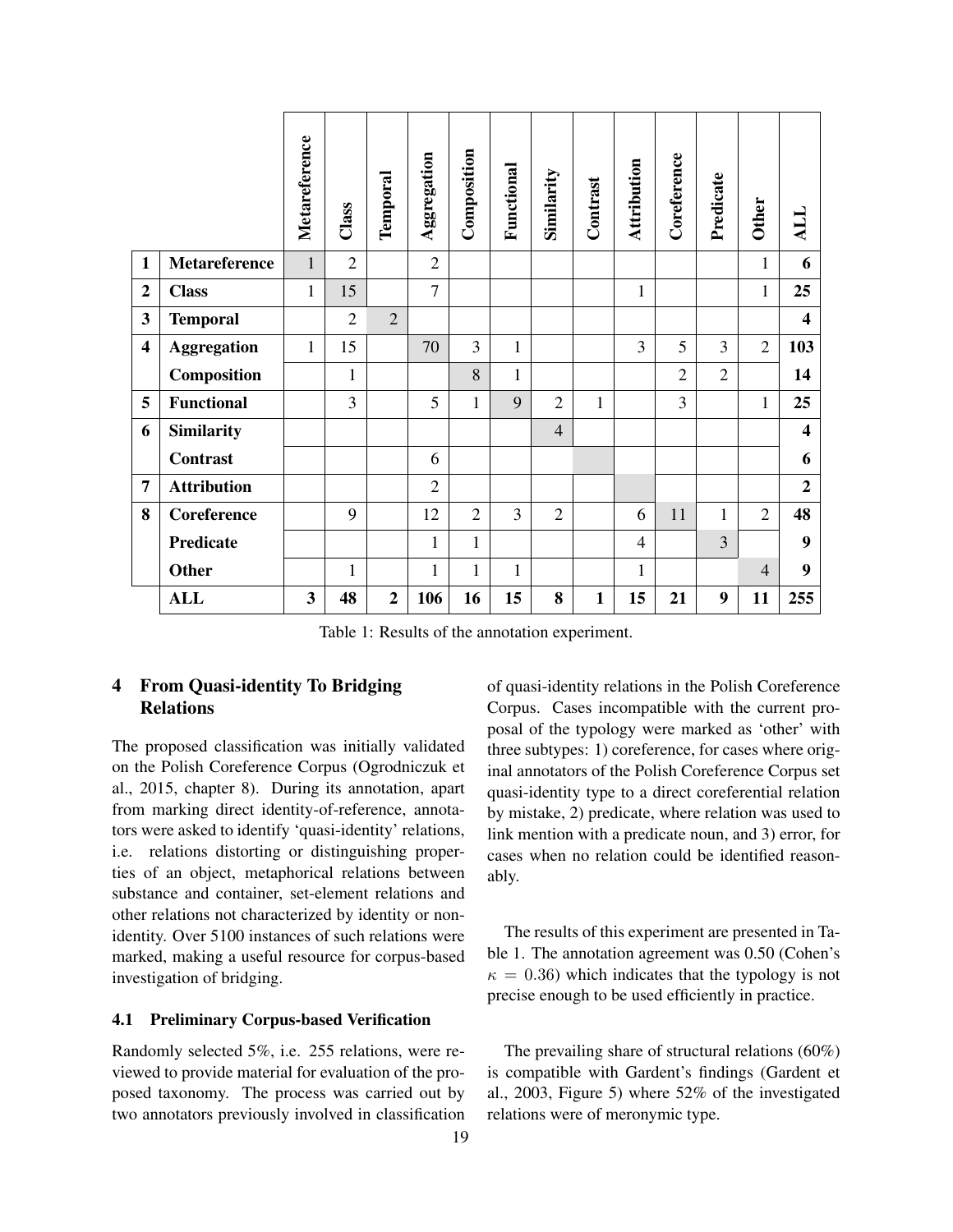| | | Metareference | Class | Temporal | Aggregation | Composition | Functional | Similarity | Contrast | Attribution | Coreference | Predicate | Other | ALL |
|---|---|---|---|---|---|---|---|---|---|---|---|---|---|---|
| **1** | **Metareference** | 1 | 2 | | 2 | | | | | | | | 1 | **6** |
| **2** | **Class** | 1 | 15 | | 7 | | | | | 1 | | | 1 | **25** |
| **3** | **Temporal** | | 2 | 2 | | | | | | | | | | **4** |
| **4** | **Aggregation** | 1 | 15 | | 70 | 3 | 1 | | | 3 | 5 | 3 | 2 | **103** |
| | **Composition** | | 1 | | | 8 | 1 | | | | 2 | 2 | | **14** |
| **5** | **Functional** | | 3 | | 5 | 1 | 9 | 2 | 1 | | 3 | | 1 | **25** |
| **6** | **Similarity** | | | | | | | 4 | | | | | | **4** |
| | **Contrast** | | | | 6 | | | | | | | | | **6** |
| **7** | **Attribution** | | | | 2 | | | | | | | | | **2** |
| **8** | **Coreference** | | 9 | | 12 | 2 | 3 | 2 | | 6 | 11 | 1 | 2 | **48** |
| | **Predicate** | | | | 1 | 1 | | | | 4 | | 3 | | **9** |
| | **Other** | | 1 | | 1 | 1 | 1 | | | 1 | | | 4 | **9** |
| | **ALL** | **3** | **48** | **2** | **106** | **16** | **15** | **8** | **1** | **15** | **21** | **9** | **11** | **255** |

Table 1: Results of the annotation experiment.

## 4 From Quasi-identity To Bridging Relations

The proposed classification was initially validated on the Polish Coreference Corpus (Ogrodniczuk et al., 2015, chapter 8). During its annotation, apart from marking direct identity-of-reference, annotators were asked to identify 'quasi-identity' relations, i.e. relations distorting or distinguishing properties of an object, metaphorical relations between substance and container, set-element relations and other relations not characterized by identity or non-identity. Over 5100 instances of such relations were marked, making a useful resource for corpus-based investigation of bridging.

### 4.1 Preliminary Corpus-based Verification

Randomly selected 5%, i.e. 255 relations, were reviewed to provide material for evaluation of the proposed taxonomy. The process was carried out by two annotators previously involved in classification of quasi-identity relations in the Polish Coreference Corpus. Cases incompatible with the current proposal of the typology were marked as 'other' with three subtypes: 1) coreference, for cases where original annotators of the Polish Coreference Corpus set quasi-identity type to a direct coreferential relation by mistake, 2) predicate, where relation was used to link mention with a predicate noun, and 3) error, for cases when no relation could be identified reasonably.

The results of this experiment are presented in Table 1. The annotation agreement was 0.50 (Cohen's $\kappa = 0.36$) which indicates that the typology is not precise enough to be used efficiently in practice.

The prevailing share of structural relations (60%) is compatible with Gardent's findings (Gardent et al., 2003, Figure 5) where 52% of the investigated relations were of meronymic type.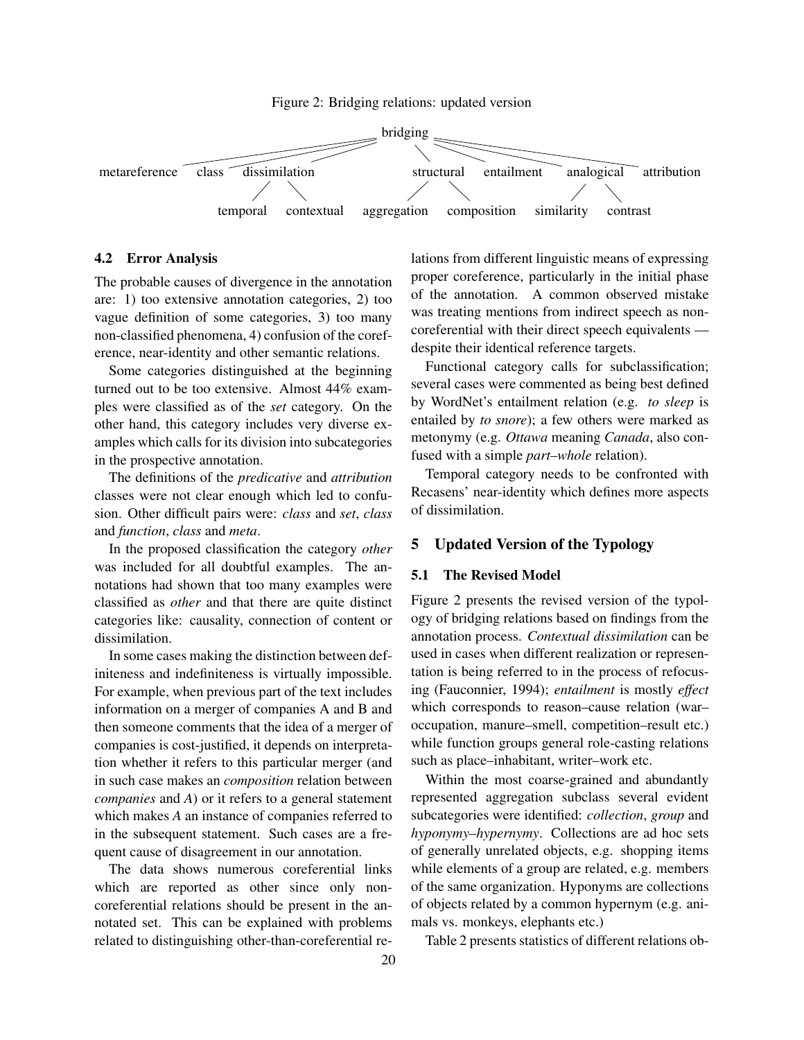Figure 2: Bridging relations: updated version

- bridging
  - metareference
  - class
  - dissimilation
    - temporal
    - contextual
  - structural
    - aggregation
    - composition
  - entailment
  - analogical
    - similarity
    - contrast
  - attribution

### 4.2 Error Analysis

The probable causes of divergence in the annotation are: 1) too extensive annotation categories, 2) too vague definition of some categories, 3) too many non-classified phenomena, 4) confusion of the coreference, near-identity and other semantic relations.

Some categories distinguished at the beginning turned out to be too extensive. Almost 44% examples were classified as of the *set* category. On the other hand, this category includes very diverse examples which calls for its division into subcategories in the prospective annotation.

The definitions of the *predicative* and *attribution* classes were not clear enough which led to confusion. Other difficult pairs were: *class* and *set*, *class* and *function*, *class* and *meta*.

In the proposed classification the category *other* was included for all doubtful examples. The annotations had shown that too many examples were classified as *other* and that there are quite distinct categories like: causality, connection of content or dissimilation.

In some cases making the distinction between definiteness and indefiniteness is virtually impossible. For example, when previous part of the text includes information on a merger of companies A and B and then someone comments that the idea of a merger of companies is cost-justified, it depends on interpretation whether it refers to this particular merger (and in such case makes an *composition* relation between *companies* and *A*) or it refers to a general statement which makes *A* an instance of companies referred to in the subsequent statement. Such cases are a frequent cause of disagreement in our annotation.

The data shows numerous coreferential links which are reported as other since only non-coreferential relations should be present in the annotated set. This can be explained with problems related to distinguishing other-than-coreferential relations from different linguistic means of expressing proper coreference, particularly in the initial phase of the annotation. A common observed mistake was treating mentions from indirect speech as non-coreferential with their direct speech equivalents — despite their identical reference targets.

Functional category calls for subclassification; several cases were commented as being best defined by WordNet's entailment relation (e.g. *to sleep* is entailed by *to snore*); a few others were marked as metonymy (e.g. *Ottawa* meaning *Canada*, also confused with a simple *part–whole* relation).

Temporal category needs to be confronted with Recasens' near-identity which defines more aspects of dissimilation.

## 5 Updated Version of the Typology

### 5.1 The Revised Model

Figure 2 presents the revised version of the typology of bridging relations based on findings from the annotation process. *Contextual dissimilation* can be used in cases when different realization or representation is being referred to in the process of refocusing (Fauconnier, 1994); *entailment* is mostly *effect* which corresponds to reason–cause relation (war–occupation, manure–smell, competition–result etc.) while function groups general role-casting relations such as place–inhabitant, writer–work etc.

Within the most coarse-grained and abundantly represented aggregation subclass several evident subcategories were identified: *collection*, *group* and *hyponymy–hypernymy*. Collections are ad hoc sets of generally unrelated objects, e.g. shopping items while elements of a group are related, e.g. members of the same organization. Hyponyms are collections of objects related by a common hypernym (e.g. animals vs. monkeys, elephants etc.)

Table 2 presents statistics of different relations ob-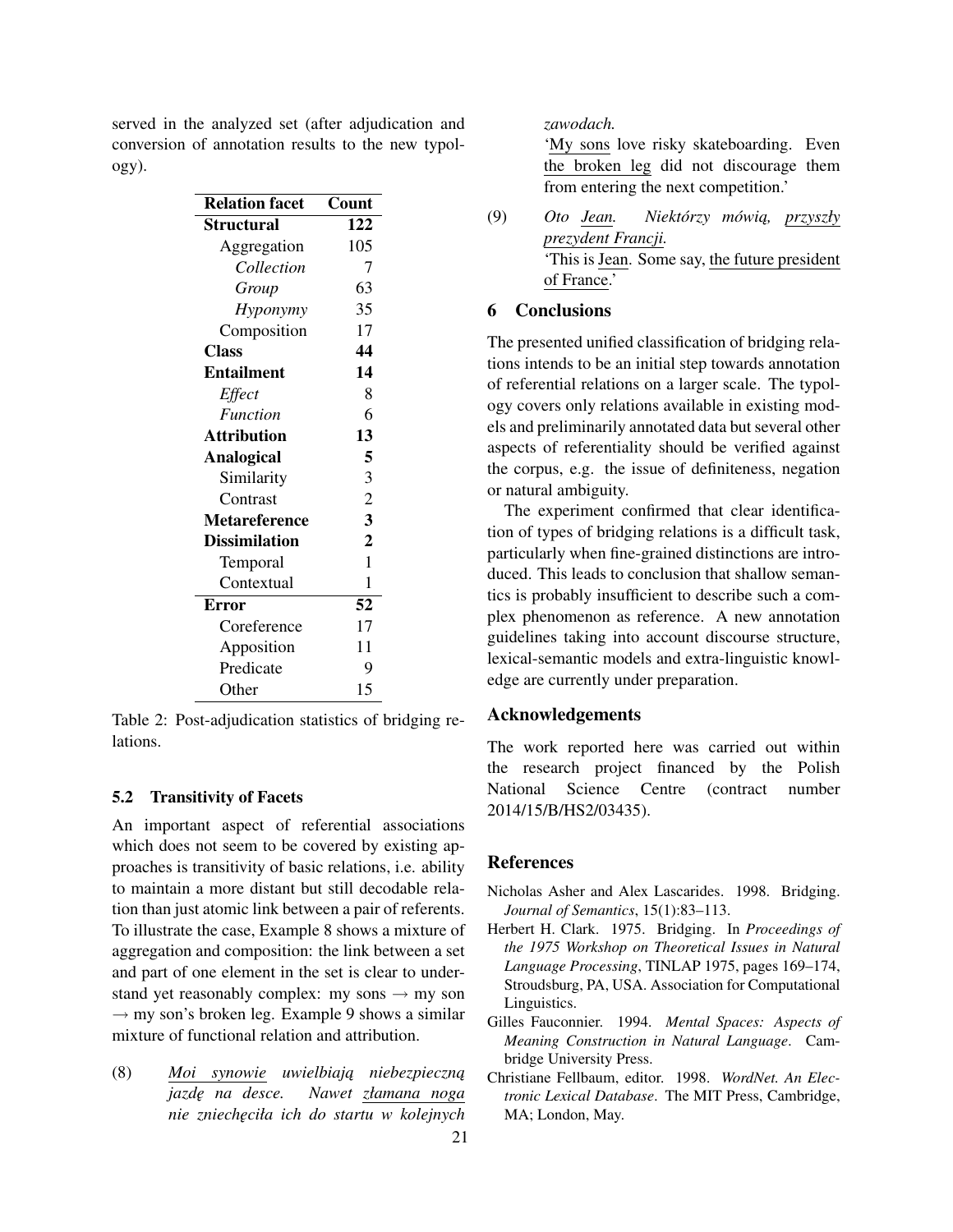served in the analyzed set (after adjudication and conversion of annotation results to the new typology).

| Relation facet | Count |
|---|---|
| **Structural** | **122** |
| Aggregation | 105 |
| *Collection* | 7 |
| *Group* | 63 |
| *Hyponymy* | 35 |
| Composition | 17 |
| **Class** | **44** |
| **Entailment** | **14** |
| *Effect* | 8 |
| *Function* | 6 |
| **Attribution** | **13** |
| **Analogical** | **5** |
| Similarity | 3 |
| Contrast | 2 |
| **Metareference** | **3** |
| **Dissimilation** | **2** |
| Temporal | 1 |
| Contextual | 1 |
| **Error** | **52** |
| Coreference | 17 |
| Apposition | 11 |
| Predicate | 9 |
| Other | 15 |

Table 2: Post-adjudication statistics of bridging relations.

### 5.2 Transitivity of Facets

An important aspect of referential associations which does not seem to be covered by existing approaches is transitivity of basic relations, i.e. ability to maintain a more distant but still decodable relation than just atomic link between a pair of referents. To illustrate the case, Example 8 shows a mixture of aggregation and composition: the link between a set and part of one element in the set is clear to understand yet reasonably complex: my sons → my son → my son's broken leg. Example 9 shows a similar mixture of functional relation and attribution.

(8) *Moi synowie uwielbiają niebezpieczną jazdę na desce. Nawet złamana noga nie zniechęciła ich do startu w kolejnych zawodach.*
'My sons love risky skateboarding. Even the broken leg did not discourage them from entering the next competition.'

(9) *Oto Jean. Niektórzy mówią, przyszły prezydent Francji.*
'This is Jean. Some say, the future president of France.'

## 6 Conclusions

The presented unified classification of bridging relations intends to be an initial step towards annotation of referential relations on a larger scale. The typology covers only relations available in existing models and preliminarily annotated data but several other aspects of referentiality should be verified against the corpus, e.g. the issue of definiteness, negation or natural ambiguity.

The experiment confirmed that clear identification of types of bridging relations is a difficult task, particularly when fine-grained distinctions are introduced. This leads to conclusion that shallow semantics is probably insufficient to describe such a complex phenomenon as reference. A new annotation guidelines taking into account discourse structure, lexical-semantic models and extra-linguistic knowledge are currently under preparation.

## Acknowledgements

The work reported here was carried out within the research project financed by the Polish National Science Centre (contract number 2014/15/B/HS2/03435).

## References

Nicholas Asher and Alex Lascarides. 1998. Bridging. *Journal of Semantics*, 15(1):83–113.

Herbert H. Clark. 1975. Bridging. In *Proceedings of the 1975 Workshop on Theoretical Issues in Natural Language Processing*, TINLAP 1975, pages 169–174, Stroudsburg, PA, USA. Association for Computational Linguistics.

Gilles Fauconnier. 1994. *Mental Spaces: Aspects of Meaning Construction in Natural Language*. Cambridge University Press.

Christiane Fellbaum, editor. 1998. *WordNet. An Electronic Lexical Database*. The MIT Press, Cambridge, MA; London, May.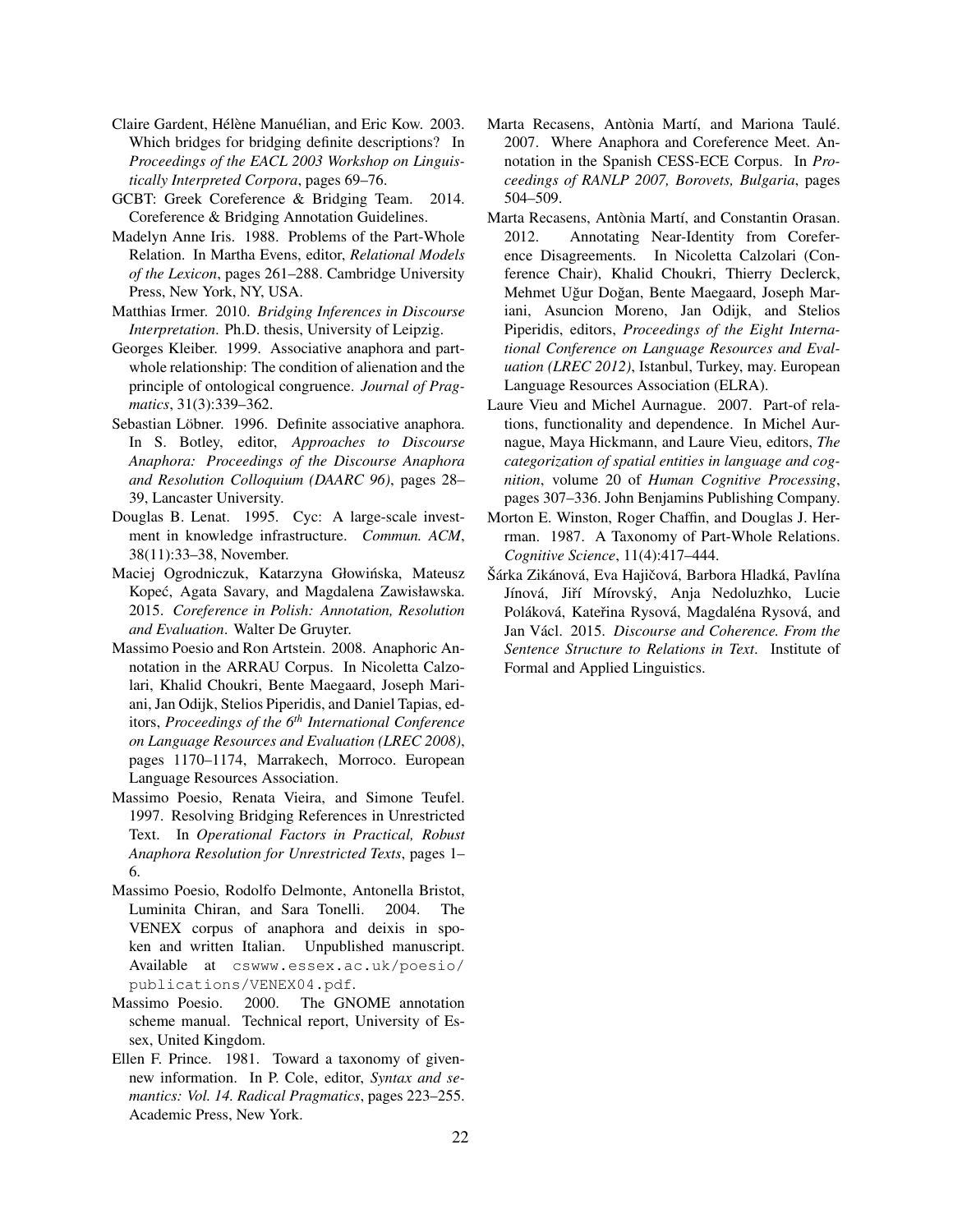Claire Gardent, Hélène Manuélian, and Eric Kow. 2003. Which bridges for bridging definite descriptions? In *Proceedings of the EACL 2003 Workshop on Linguistically Interpreted Corpora*, pages 69–76.

GCBT: Greek Coreference & Bridging Team. 2014. Coreference & Bridging Annotation Guidelines.

Madelyn Anne Iris. 1988. Problems of the Part-Whole Relation. In Martha Evens, editor, *Relational Models of the Lexicon*, pages 261–288. Cambridge University Press, New York, NY, USA.

Matthias Irmer. 2010. *Bridging Inferences in Discourse Interpretation*. Ph.D. thesis, University of Leipzig.

Georges Kleiber. 1999. Associative anaphora and part-whole relationship: The condition of alienation and the principle of ontological congruence. *Journal of Pragmatics*, 31(3):339–362.

Sebastian Löbner. 1996. Definite associative anaphora. In S. Botley, editor, *Approaches to Discourse Anaphora: Proceedings of the Discourse Anaphora and Resolution Colloquium (DAARC 96)*, pages 28–39, Lancaster University.

Douglas B. Lenat. 1995. Cyc: A large-scale investment in knowledge infrastructure. *Commun. ACM*, 38(11):33–38, November.

Maciej Ogrodniczuk, Katarzyna Głowińska, Mateusz Kopeć, Agata Savary, and Magdalena Zawisławska. 2015. *Coreference in Polish: Annotation, Resolution and Evaluation*. Walter De Gruyter.

Massimo Poesio and Ron Artstein. 2008. Anaphoric Annotation in the ARRAU Corpus. In Nicoletta Calzolari, Khalid Choukri, Bente Maegaard, Joseph Mariani, Jan Odijk, Stelios Piperidis, and Daniel Tapias, editors, *Proceedings of the 6th International Conference on Language Resources and Evaluation (LREC 2008)*, pages 1170–1174, Marrakech, Morroco. European Language Resources Association.

Massimo Poesio, Renata Vieira, and Simone Teufel. 1997. Resolving Bridging References in Unrestricted Text. In *Operational Factors in Practical, Robust Anaphora Resolution for Unrestricted Texts*, pages 1–6.

Massimo Poesio, Rodolfo Delmonte, Antonella Bristot, Luminita Chiran, and Sara Tonelli. 2004. The VENEX corpus of anaphora and deixis in spoken and written Italian. Unpublished manuscript. Available at `cswww.essex.ac.uk/poesio/publications/VENEX04.pdf`.

Massimo Poesio. 2000. The GNOME annotation scheme manual. Technical report, University of Essex, United Kingdom.

Ellen F. Prince. 1981. Toward a taxonomy of given-new information. In P. Cole, editor, *Syntax and semantics: Vol. 14. Radical Pragmatics*, pages 223–255. Academic Press, New York.

Marta Recasens, Antònia Martí, and Mariona Taulé. 2007. Where Anaphora and Coreference Meet. Annotation in the Spanish CESS-ECE Corpus. In *Proceedings of RANLP 2007, Borovets, Bulgaria*, pages 504–509.

Marta Recasens, Antònia Martí, and Constantin Orasan. 2012. Annotating Near-Identity from Coreference Disagreements. In Nicoletta Calzolari (Conference Chair), Khalid Choukri, Thierry Declerck, Mehmet Uğur Doğan, Bente Maegaard, Joseph Mariani, Asuncion Moreno, Jan Odijk, and Stelios Piperidis, editors, *Proceedings of the Eight International Conference on Language Resources and Evaluation (LREC 2012)*, Istanbul, Turkey, may. European Language Resources Association (ELRA).

Laure Vieu and Michel Aurnague. 2007. Part-of relations, functionality and dependence. In Michel Aurnague, Maya Hickmann, and Laure Vieu, editors, *The categorization of spatial entities in language and cognition*, volume 20 of *Human Cognitive Processing*, pages 307–336. John Benjamins Publishing Company.

Morton E. Winston, Roger Chaffin, and Douglas J. Herrman. 1987. A Taxonomy of Part-Whole Relations. *Cognitive Science*, 11(4):417–444.

Šárka Zikánová, Eva Hajičová, Barbora Hladká, Pavlína Jínová, Jiří Mírovský, Anja Nedoluzhko, Lucie Poláková, Kateřina Rysová, Magdaléna Rysová, and Jan Václ. 2015. *Discourse and Coherence. From the Sentence Structure to Relations in Text*. Institute of Formal and Applied Linguistics.